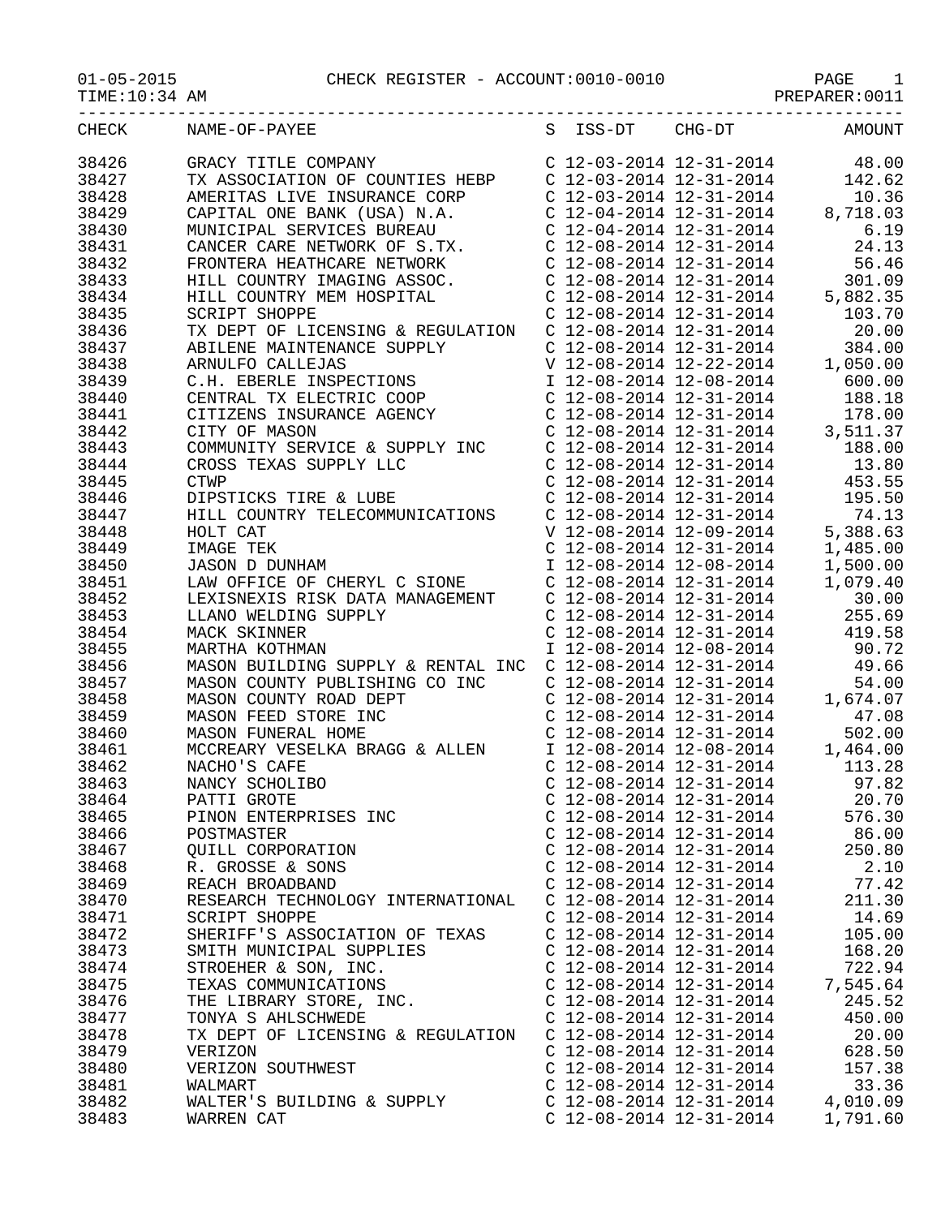01-05-2015 CHECK REGISTER - ACCOUNT:0010-0010

TIME:10:34 AM PREPARER:0011

| CHECK | NAME-OF-PAYEE | S | ISS-DT | CHG-DT | AMOUNT |
|---|---|---|---|---|---|
| 38426 | GRACY TITLE COMPANY | C | 12-03-2014 | 12-31-2014 | 48.00 |
| 38427 | TX ASSOCIATION OF COUNTIES HEBP | C | 12-03-2014 | 12-31-2014 | 142.62 |
| 38428 | AMERITAS LIVE INSURANCE CORP | C | 12-03-2014 | 12-31-2014 | 10.36 |
| 38429 | CAPITAL ONE BANK (USA) N.A. | C | 12-04-2014 | 12-31-2014 | 8,718.03 |
| 38430 | MUNICIPAL SERVICES BUREAU | C | 12-04-2014 | 12-31-2014 | 6.19 |
| 38431 | CANCER CARE NETWORK OF S.TX. | C | 12-08-2014 | 12-31-2014 | 24.13 |
| 38432 | FRONTERA HEATHCARE NETWORK | C | 12-08-2014 | 12-31-2014 | 56.46 |
| 38433 | HILL COUNTRY IMAGING ASSOC. | C | 12-08-2014 | 12-31-2014 | 301.09 |
| 38434 | HILL COUNTRY MEM HOSPITAL | C | 12-08-2014 | 12-31-2014 | 5,882.35 |
| 38435 | SCRIPT SHOPPE | C | 12-08-2014 | 12-31-2014 | 103.70 |
| 38436 | TX DEPT OF LICENSING & REGULATION | C | 12-08-2014 | 12-31-2014 | 20.00 |
| 38437 | ABILENE MAINTENANCE SUPPLY | C | 12-08-2014 | 12-31-2014 | 384.00 |
| 38438 | ARNULFO CALLEJAS | V | 12-08-2014 | 12-22-2014 | 1,050.00 |
| 38439 | C.H. EBERLE INSPECTIONS | I | 12-08-2014 | 12-08-2014 | 600.00 |
| 38440 | CENTRAL TX ELECTRIC COOP | C | 12-08-2014 | 12-31-2014 | 188.18 |
| 38441 | CITIZENS INSURANCE AGENCY | C | 12-08-2014 | 12-31-2014 | 178.00 |
| 38442 | CITY OF MASON | C | 12-08-2014 | 12-31-2014 | 3,511.37 |
| 38443 | COMMUNITY SERVICE & SUPPLY INC | C | 12-08-2014 | 12-31-2014 | 188.00 |
| 38444 | CROSS TEXAS SUPPLY LLC | C | 12-08-2014 | 12-31-2014 | 13.80 |
| 38445 | CTWP | C | 12-08-2014 | 12-31-2014 | 453.55 |
| 38446 | DIPSTICKS TIRE & LUBE | C | 12-08-2014 | 12-31-2014 | 195.50 |
| 38447 | HILL COUNTRY TELECOMMUNICATIONS | C | 12-08-2014 | 12-31-2014 | 74.13 |
| 38448 | HOLT CAT | V | 12-08-2014 | 12-09-2014 | 5,388.63 |
| 38449 | IMAGE TEK | C | 12-08-2014 | 12-31-2014 | 1,485.00 |
| 38450 | JASON D DUNHAM | I | 12-08-2014 | 12-08-2014 | 1,500.00 |
| 38451 | LAW OFFICE OF CHERYL C SIONE | C | 12-08-2014 | 12-31-2014 | 1,079.40 |
| 38452 | LEXISNEXIS RISK DATA MANAGEMENT | C | 12-08-2014 | 12-31-2014 | 30.00 |
| 38453 | LLANO WELDING SUPPLY | C | 12-08-2014 | 12-31-2014 | 255.69 |
| 38454 | MACK SKINNER | C | 12-08-2014 | 12-31-2014 | 419.58 |
| 38455 | MARTHA KOTHMAN | I | 12-08-2014 | 12-08-2014 | 90.72 |
| 38456 | MASON BUILDING SUPPLY & RENTAL INC | C | 12-08-2014 | 12-31-2014 | 49.66 |
| 38457 | MASON COUNTY PUBLISHING CO INC | C | 12-08-2014 | 12-31-2014 | 54.00 |
| 38458 | MASON COUNTY ROAD DEPT | C | 12-08-2014 | 12-31-2014 | 1,674.07 |
| 38459 | MASON FEED STORE INC | C | 12-08-2014 | 12-31-2014 | 47.08 |
| 38460 | MASON FUNERAL HOME | C | 12-08-2014 | 12-31-2014 | 502.00 |
| 38461 | MCCREARY VESELKA BRAGG & ALLEN | I | 12-08-2014 | 12-08-2014 | 1,464.00 |
| 38462 | NACHO'S CAFE | C | 12-08-2014 | 12-31-2014 | 113.28 |
| 38463 | NANCY SCHOLIBO | C | 12-08-2014 | 12-31-2014 | 97.82 |
| 38464 | PATTI GROTE | C | 12-08-2014 | 12-31-2014 | 20.70 |
| 38465 | PINON ENTERPRISES INC | C | 12-08-2014 | 12-31-2014 | 576.30 |
| 38466 | POSTMASTER | C | 12-08-2014 | 12-31-2014 | 86.00 |
| 38467 | QUILL CORPORATION | C | 12-08-2014 | 12-31-2014 | 250.80 |
| 38468 | R. GROSSE & SONS | C | 12-08-2014 | 12-31-2014 | 2.10 |
| 38469 | REACH BROADBAND | C | 12-08-2014 | 12-31-2014 | 77.42 |
| 38470 | RESEARCH TECHNOLOGY INTERNATIONAL | C | 12-08-2014 | 12-31-2014 | 211.30 |
| 38471 | SCRIPT SHOPPE | C | 12-08-2014 | 12-31-2014 | 14.69 |
| 38472 | SHERIFF'S ASSOCIATION OF TEXAS | C | 12-08-2014 | 12-31-2014 | 105.00 |
| 38473 | SMITH MUNICIPAL SUPPLIES | C | 12-08-2014 | 12-31-2014 | 168.20 |
| 38474 | STROEHER & SON, INC. | C | 12-08-2014 | 12-31-2014 | 722.94 |
| 38475 | TEXAS COMMUNICATIONS | C | 12-08-2014 | 12-31-2014 | 7,545.64 |
| 38476 | THE LIBRARY STORE, INC. | C | 12-08-2014 | 12-31-2014 | 245.52 |
| 38477 | TONYA S AHLSCHWEDE | C | 12-08-2014 | 12-31-2014 | 450.00 |
| 38478 | TX DEPT OF LICENSING & REGULATION | C | 12-08-2014 | 12-31-2014 | 20.00 |
| 38479 | VERIZON | C | 12-08-2014 | 12-31-2014 | 628.50 |
| 38480 | VERIZON SOUTHWEST | C | 12-08-2014 | 12-31-2014 | 157.38 |
| 38481 | WALMART | C | 12-08-2014 | 12-31-2014 | 33.36 |
| 38482 | WALTER'S BUILDING & SUPPLY | C | 12-08-2014 | 12-31-2014 | 4,010.09 |
| 38483 | WARREN CAT | C | 12-08-2014 | 12-31-2014 | 1,791.60 |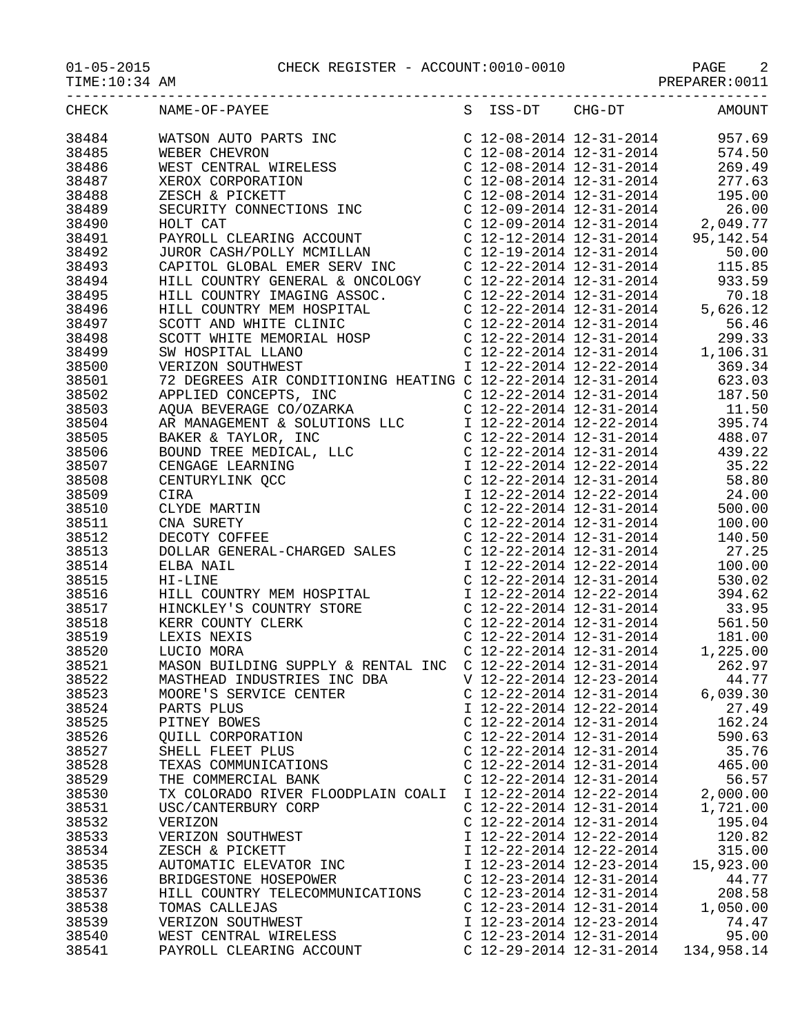CHECK REGISTER - ACCOUNT:0010-0010

| CHECK | NAME-OF-PAYEE | S | ISS-DT | CHG-DT | AMOUNT |
|---|---|---|---|---|---|
| 38484 | WATSON AUTO PARTS INC | C | 12-08-2014 | 12-31-2014 | 957.69 |
| 38485 | WEBER CHEVRON | C | 12-08-2014 | 12-31-2014 | 574.50 |
| 38486 | WEST CENTRAL WIRELESS | C | 12-08-2014 | 12-31-2014 | 269.49 |
| 38487 | XEROX CORPORATION | C | 12-08-2014 | 12-31-2014 | 277.63 |
| 38488 | ZESCH & PICKETT | C | 12-08-2014 | 12-31-2014 | 195.00 |
| 38489 | SECURITY CONNECTIONS INC | C | 12-09-2014 | 12-31-2014 | 26.00 |
| 38490 | HOLT CAT | C | 12-09-2014 | 12-31-2014 | 2,049.77 |
| 38491 | PAYROLL CLEARING ACCOUNT | C | 12-12-2014 | 12-31-2014 | 95,142.54 |
| 38492 | JUROR CASH/POLLY MCMILLAN | C | 12-19-2014 | 12-31-2014 | 50.00 |
| 38493 | CAPITOL GLOBAL EMER SERV INC | C | 12-22-2014 | 12-31-2014 | 115.85 |
| 38494 | HILL COUNTRY GENERAL & ONCOLOGY | C | 12-22-2014 | 12-31-2014 | 933.59 |
| 38495 | HILL COUNTRY IMAGING ASSOC. | C | 12-22-2014 | 12-31-2014 | 70.18 |
| 38496 | HILL COUNTRY MEM HOSPITAL | C | 12-22-2014 | 12-31-2014 | 5,626.12 |
| 38497 | SCOTT AND WHITE CLINIC | C | 12-22-2014 | 12-31-2014 | 56.46 |
| 38498 | SCOTT WHITE MEMORIAL HOSP | C | 12-22-2014 | 12-31-2014 | 299.33 |
| 38499 | SW HOSPITAL LLANO | C | 12-22-2014 | 12-31-2014 | 1,106.31 |
| 38500 | VERIZON SOUTHWEST | I | 12-22-2014 | 12-22-2014 | 369.34 |
| 38501 | 72 DEGREES AIR CONDITIONING HEATING | C | 12-22-2014 | 12-31-2014 | 623.03 |
| 38502 | APPLIED CONCEPTS, INC | C | 12-22-2014 | 12-31-2014 | 187.50 |
| 38503 | AQUA BEVERAGE CO/OZARKA | C | 12-22-2014 | 12-31-2014 | 11.50 |
| 38504 | AR MANAGEMENT & SOLUTIONS LLC | I | 12-22-2014 | 12-22-2014 | 395.74 |
| 38505 | BAKER & TAYLOR, INC | C | 12-22-2014 | 12-31-2014 | 488.07 |
| 38506 | BOUND TREE MEDICAL, LLC | C | 12-22-2014 | 12-31-2014 | 439.22 |
| 38507 | CENGAGE LEARNING | I | 12-22-2014 | 12-22-2014 | 35.22 |
| 38508 | CENTURYLINK QCC | C | 12-22-2014 | 12-31-2014 | 58.80 |
| 38509 | CIRA | I | 12-22-2014 | 12-22-2014 | 24.00 |
| 38510 | CLYDE MARTIN | C | 12-22-2014 | 12-31-2014 | 500.00 |
| 38511 | CNA SURETY | C | 12-22-2014 | 12-31-2014 | 100.00 |
| 38512 | DECOTY COFFEE | C | 12-22-2014 | 12-31-2014 | 140.50 |
| 38513 | DOLLAR GENERAL-CHARGED SALES | C | 12-22-2014 | 12-31-2014 | 27.25 |
| 38514 | ELBA NAIL | I | 12-22-2014 | 12-22-2014 | 100.00 |
| 38515 | HI-LINE | C | 12-22-2014 | 12-31-2014 | 530.02 |
| 38516 | HILL COUNTRY MEM HOSPITAL | I | 12-22-2014 | 12-22-2014 | 394.62 |
| 38517 | HINCKLEY'S COUNTRY STORE | C | 12-22-2014 | 12-31-2014 | 33.95 |
| 38518 | KERR COUNTY CLERK | C | 12-22-2014 | 12-31-2014 | 561.50 |
| 38519 | LEXIS NEXIS | C | 12-22-2014 | 12-31-2014 | 181.00 |
| 38520 | LUCIO MORA | C | 12-22-2014 | 12-31-2014 | 1,225.00 |
| 38521 | MASON BUILDING SUPPLY & RENTAL INC | C | 12-22-2014 | 12-31-2014 | 262.97 |
| 38522 | MASTHEAD INDUSTRIES INC DBA | V | 12-22-2014 | 12-23-2014 | 44.77 |
| 38523 | MOORE'S SERVICE CENTER | C | 12-22-2014 | 12-31-2014 | 6,039.30 |
| 38524 | PARTS PLUS | I | 12-22-2014 | 12-22-2014 | 27.49 |
| 38525 | PITNEY BOWES | C | 12-22-2014 | 12-31-2014 | 162.24 |
| 38526 | QUILL CORPORATION | C | 12-22-2014 | 12-31-2014 | 590.63 |
| 38527 | SHELL FLEET PLUS | C | 12-22-2014 | 12-31-2014 | 35.76 |
| 38528 | TEXAS COMMUNICATIONS | C | 12-22-2014 | 12-31-2014 | 465.00 |
| 38529 | THE COMMERCIAL BANK | C | 12-22-2014 | 12-31-2014 | 56.57 |
| 38530 | TX COLORADO RIVER FLOODPLAIN COALI | I | 12-22-2014 | 12-22-2014 | 2,000.00 |
| 38531 | USC/CANTERBURY CORP | C | 12-22-2014 | 12-31-2014 | 1,721.00 |
| 38532 | VERIZON | C | 12-22-2014 | 12-31-2014 | 195.04 |
| 38533 | VERIZON SOUTHWEST | I | 12-22-2014 | 12-22-2014 | 120.82 |
| 38534 | ZESCH & PICKETT | I | 12-22-2014 | 12-22-2014 | 315.00 |
| 38535 | AUTOMATIC ELEVATOR INC | I | 12-23-2014 | 12-23-2014 | 15,923.00 |
| 38536 | BRIDGESTONE HOSEPOWER | C | 12-23-2014 | 12-31-2014 | 44.77 |
| 38537 | HILL COUNTRY TELECOMMUNICATIONS | C | 12-23-2014 | 12-31-2014 | 208.58 |
| 38538 | TOMAS CALLEJAS | C | 12-23-2014 | 12-31-2014 | 1,050.00 |
| 38539 | VERIZON SOUTHWEST | I | 12-23-2014 | 12-23-2014 | 74.47 |
| 38540 | WEST CENTRAL WIRELESS | C | 12-23-2014 | 12-31-2014 | 95.00 |
| 38541 | PAYROLL CLEARING ACCOUNT | C | 12-29-2014 | 12-31-2014 | 134,958.14 |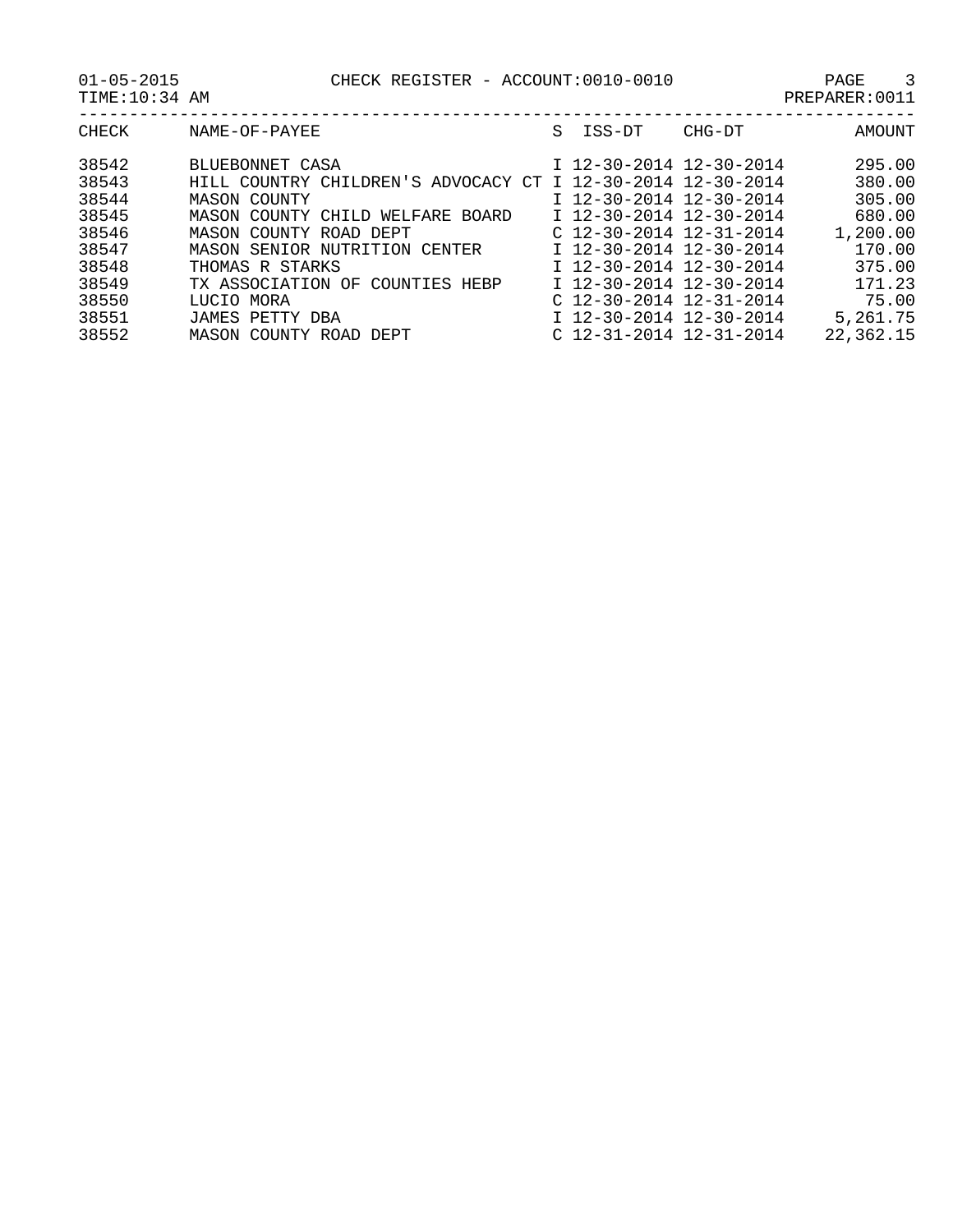CHECK REGISTER - ACCOUNT:0010-0010

PREPARER:0011

| CHECK | NAME-OF-PAYEE | S | ISS-DT | CHG-DT | AMOUNT |
|---|---|---|---|---|---|
| 38542 | BLUEBONNET CASA | I | 12-30-2014 | 12-30-2014 | 295.00 |
| 38543 | HILL COUNTRY CHILDREN'S ADVOCACY CT | I | 12-30-2014 | 12-30-2014 | 380.00 |
| 38544 | MASON COUNTY | I | 12-30-2014 | 12-30-2014 | 305.00 |
| 38545 | MASON COUNTY CHILD WELFARE BOARD | I | 12-30-2014 | 12-30-2014 | 680.00 |
| 38546 | MASON COUNTY ROAD DEPT | C | 12-30-2014 | 12-31-2014 | 1,200.00 |
| 38547 | MASON SENIOR NUTRITION CENTER | I | 12-30-2014 | 12-30-2014 | 170.00 |
| 38548 | THOMAS R STARKS | I | 12-30-2014 | 12-30-2014 | 375.00 |
| 38549 | TX ASSOCIATION OF COUNTIES HEBP | I | 12-30-2014 | 12-30-2014 | 171.23 |
| 38550 | LUCIO MORA | C | 12-30-2014 | 12-31-2014 | 75.00 |
| 38551 | JAMES PETTY DBA | I | 12-30-2014 | 12-30-2014 | 5,261.75 |
| 38552 | MASON COUNTY ROAD DEPT | C | 12-31-2014 | 12-31-2014 | 22,362.15 |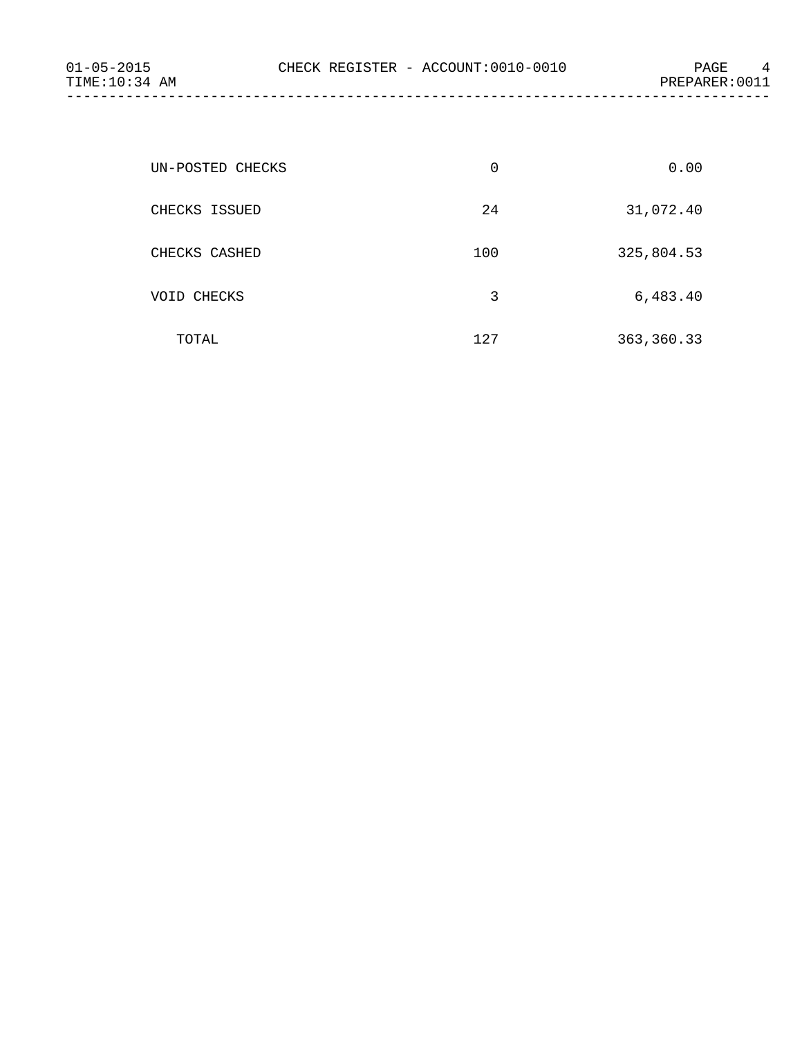| | | |
|---|---|---|
| UN-POSTED CHECKS | 0 | 0.00 |
| CHECKS ISSUED | 24 | 31,072.40 |
| CHECKS CASHED | 100 | 325,804.53 |
| VOID CHECKS | 3 | 6,483.40 |
| TOTAL | 127 | 363,360.33 |